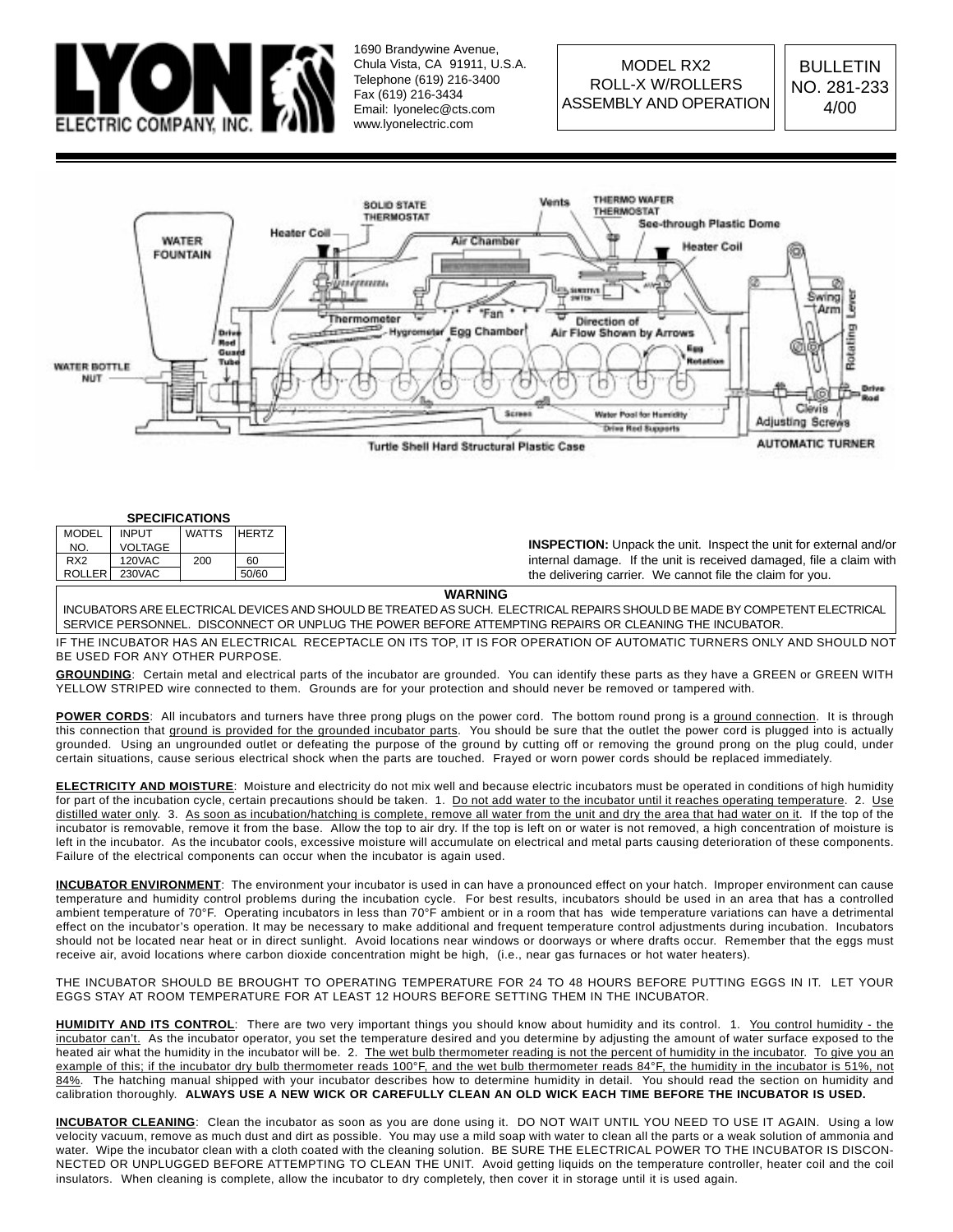LYON ELECTRIC COMPANY, INC.

1690 Brandywine Avenue,
Chula Vista, CA 91911, U.S.A.
Telephone (619) 216-3400
Fax (619) 216-3434
Email: lyonelec@cts.com
www.lyonelectric.com

MODEL RX2
ROLL-X W/ROLLERS
ASSEMBLY AND OPERATION

BULLETIN
NO. 281-233
4/00

**SPECIFICATIONS**

| MODEL NO. | INPUT VOLTAGE | WATTS | HERTZ |
|---|---|---|---|
| RX2 | 120VAC | 200 | 60 |
| ROLLER | 230VAC | | 50/60 |

**INSPECTION:** Unpack the unit. Inspect the unit for external and/or internal damage. If the unit is received damaged, file a claim with the delivering carrier. We cannot file the claim for you.

**WARNING**

INCUBATORS ARE ELECTRICAL DEVICES AND SHOULD BE TREATED AS SUCH. ELECTRICAL REPAIRS SHOULD BE MADE BY COMPETENT ELECTRICAL SERVICE PERSONNEL. DISCONNECT OR UNPLUG THE POWER BEFORE ATTEMPTING REPAIRS OR CLEANING THE INCUBATOR.

IF THE INCUBATOR HAS AN ELECTRICAL RECEPTACLE ON ITS TOP, IT IS FOR OPERATION OF AUTOMATIC TURNERS ONLY AND SHOULD NOT BE USED FOR ANY OTHER PURPOSE.

**GROUNDING**: Certain metal and electrical parts of the incubator are grounded. You can identify these parts as they have a GREEN or GREEN WITH YELLOW STRIPED wire connected to them. Grounds are for your protection and should never be removed or tampered with.

**POWER CORDS**: All incubators and turners have three prong plugs on the power cord. The bottom round prong is a ground connection. It is through this connection that ground is provided for the grounded incubator parts. You should be sure that the outlet the power cord is plugged into is actually grounded. Using an ungrounded outlet or defeating the purpose of the ground by cutting off or removing the ground prong on the plug could, under certain situations, cause serious electrical shock when the parts are touched. Frayed or worn power cords should be replaced immediately.

**ELECTRICITY AND MOISTURE**: Moisture and electricity do not mix well and because electric incubators must be operated in conditions of high humidity for part of the incubation cycle, certain precautions should be taken. 1. Do not add water to the incubator until it reaches operating temperature. 2. Use distilled water only. 3. As soon as incubation/hatching is complete, remove all water from the unit and dry the area that had water on it. If the top of the incubator is removable, remove it from the base. Allow the top to air dry. If the top is left on or water is not removed, a high concentration of moisture is left in the incubator. As the incubator cools, excessive moisture will accumulate on electrical and metal parts causing deterioration of these components. Failure of the electrical components can occur when the incubator is again used.

**INCUBATOR ENVIRONMENT**: The environment your incubator is used in can have a pronounced effect on your hatch. Improper environment can cause temperature and humidity control problems during the incubation cycle. For best results, incubators should be used in an area that has a controlled ambient temperature of 70°F. Operating incubators in less than 70°F ambient or in a room that has wide temperature variations can have a detrimental effect on the incubator's operation. It may be necessary to make additional and frequent temperature control adjustments during incubation. Incubators should not be located near heat or in direct sunlight. Avoid locations near windows or doorways or where drafts occur. Remember that the eggs must receive air, avoid locations where carbon dioxide concentration might be high, (i.e., near gas furnaces or hot water heaters).

THE INCUBATOR SHOULD BE BROUGHT TO OPERATING TEMPERATURE FOR 24 TO 48 HOURS BEFORE PUTTING EGGS IN IT. LET YOUR EGGS STAY AT ROOM TEMPERATURE FOR AT LEAST 12 HOURS BEFORE SETTING THEM IN THE INCUBATOR.

**HUMIDITY AND ITS CONTROL**: There are two very important things you should know about humidity and its control. 1. You control humidity - the incubator can't. As the incubator operator, you set the temperature desired and you determine by adjusting the amount of water surface exposed to the heated air what the humidity in the incubator will be. 2. The wet bulb thermometer reading is not the percent of humidity in the incubator. To give you an example of this; if the incubator dry bulb thermometer reads 100°F, and the wet bulb thermometer reads 84°F, the humidity in the incubator is 51%, not 84%. The hatching manual shipped with your incubator describes how to determine humidity in detail. You should read the section on humidity and calibration thoroughly. **ALWAYS USE A NEW WICK OR CAREFULLY CLEAN AN OLD WICK EACH TIME BEFORE THE INCUBATOR IS USED.**

**INCUBATOR CLEANING**: Clean the incubator as soon as you are done using it. DO NOT WAIT UNTIL YOU NEED TO USE IT AGAIN. Using a low velocity vacuum, remove as much dust and dirt as possible. You may use a mild soap with water to clean all the parts or a weak solution of ammonia and water. Wipe the incubator clean with a cloth coated with the cleaning solution. BE SURE THE ELECTRICAL POWER TO THE INCUBATOR IS DISCONNECTED OR UNPLUGGED BEFORE ATTEMPTING TO CLEAN THE UNIT. Avoid getting liquids on the temperature controller, heater coil and the coil insulators. When cleaning is complete, allow the incubator to dry completely, then cover it in storage until it is used again.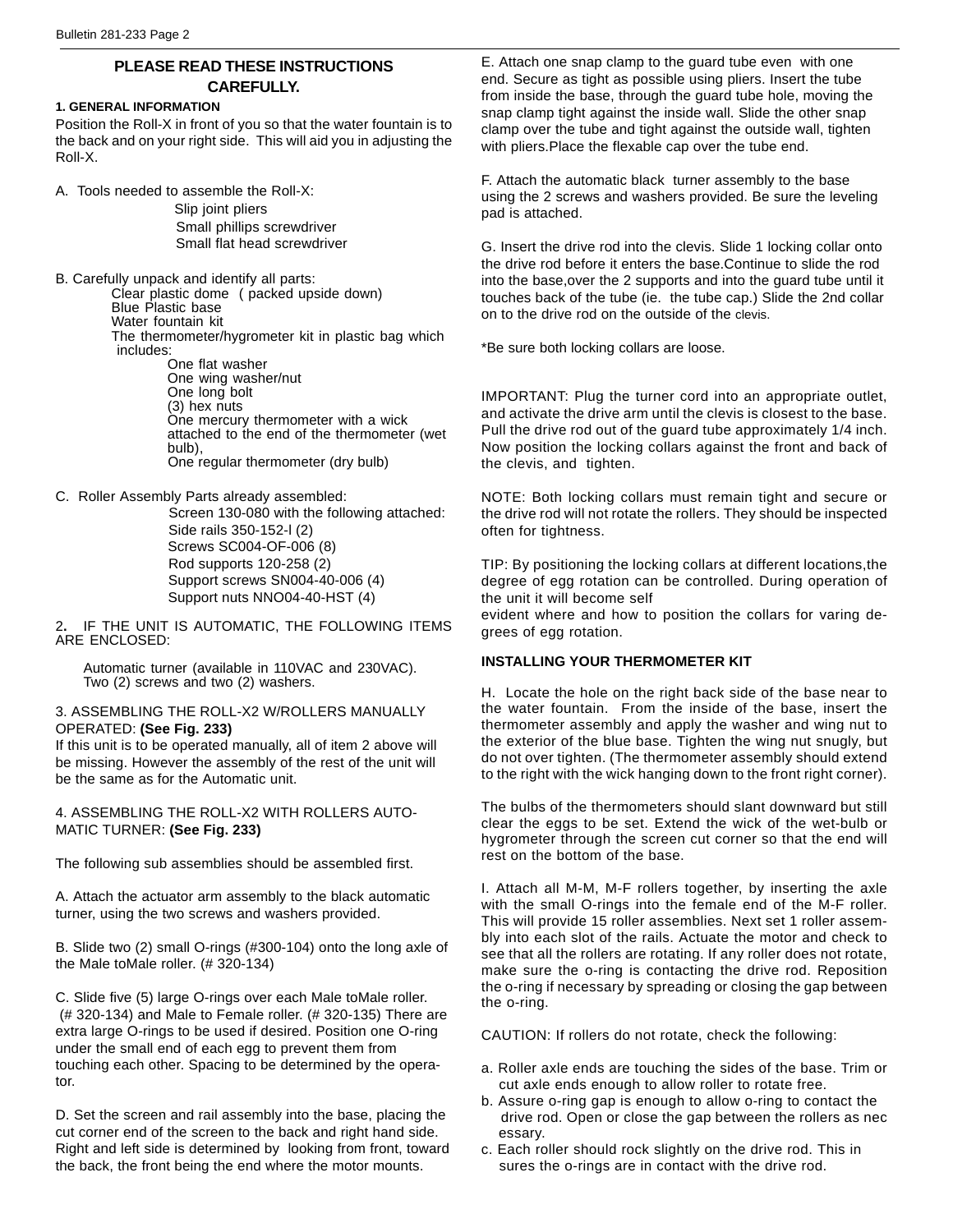## PLEASE READ THESE INSTRUCTIONS CAREFULLY.

### 1. GENERAL INFORMATION

Position the Roll-X in front of you so that the water fountain is to the back and on your right side. This will aid you in adjusting the Roll-X.

A. Tools needed to assemble the Roll-X:

- Slip joint pliers
- Small phillips screwdriver
- Small flat head screwdriver

B. Carefully unpack and identify all parts:

- Clear plastic dome ( packed upside down)
- Blue Plastic base
- Water fountain kit
- The thermometer/hygrometer kit in plastic bag which includes:
  - One flat washer
  - One wing washer/nut
  - One long bolt
  - (3) hex nuts
  - One mercury thermometer with a wick attached to the end of the thermometer (wet bulb),
  - One regular thermometer (dry bulb)

C. Roller Assembly Parts already assembled:

- Screen 130-080 with the following attached:
- Side rails 350-152-l (2)
- Screws SC004-OF-006 (8)
- Rod supports 120-258 (2)
- Support screws SN004-40-006 (4)
- Support nuts NNO04-40-HST (4)

2. IF THE UNIT IS AUTOMATIC, THE FOLLOWING ITEMS ARE ENCLOSED:

Automatic turner (available in 110VAC and 230VAC).
Two (2) screws and two (2) washers.

3. ASSEMBLING THE ROLL-X2 W/ROLLERS MANUALLY OPERATED: **(See Fig. 233)**

If this unit is to be operated manually, all of item 2 above will be missing. However the assembly of the rest of the unit will be the same as for the Automatic unit.

4. ASSEMBLING THE ROLL-X2 WITH ROLLERS AUTOMATIC TURNER: **(See Fig. 233)**

The following sub assemblies should be assembled first.

A. Attach the actuator arm assembly to the black automatic turner, using the two screws and washers provided.

B. Slide two (2) small O-rings (#300-104) onto the long axle of the Male toMale roller. (# 320-134)

C. Slide five (5) large O-rings over each Male toMale roller. (# 320-134) and Male to Female roller. (# 320-135) There are extra large O-rings to be used if desired. Position one O-ring under the small end of each egg to prevent them from touching each other. Spacing to be determined by the operator.

D. Set the screen and rail assembly into the base, placing the cut corner end of the screen to the back and right hand side. Right and left side is determined by looking from front, toward the back, the front being the end where the motor mounts.

E. Attach one snap clamp to the guard tube even with one end. Secure as tight as possible using pliers. Insert the tube from inside the base, through the guard tube hole, moving the snap clamp tight against the inside wall. Slide the other snap clamp over the tube and tight against the outside wall, tighten with pliers.Place the flexable cap over the tube end.

F. Attach the automatic black turner assembly to the base using the 2 screws and washers provided. Be sure the leveling pad is attached.

G. Insert the drive rod into the clevis. Slide 1 locking collar onto the drive rod before it enters the base.Continue to slide the rod into the base,over the 2 supports and into the guard tube until it touches back of the tube (ie. the tube cap.) Slide the 2nd collar on to the drive rod on the outside of the clevis.

*Be sure both locking collars are loose.

IMPORTANT: Plug the turner cord into an appropriate outlet, and activate the drive arm until the clevis is closest to the base. Pull the drive rod out of the guard tube approximately 1/4 inch. Now position the locking collars against the front and back of the clevis, and tighten.

NOTE: Both locking collars must remain tight and secure or the drive rod will not rotate the rollers. They should be inspected often for tightness.

TIP: By positioning the locking collars at different locations,the degree of egg rotation can be controlled. During operation of the unit it will become self evident where and how to position the collars for varing degrees of egg rotation.

### INSTALLING YOUR THERMOMETER KIT

H. Locate the hole on the right back side of the base near to the water fountain. From the inside of the base, insert the thermometer assembly and apply the washer and wing nut to the exterior of the blue base. Tighten the wing nut snugly, but do not over tighten. (The thermometer assembly should extend to the right with the wick hanging down to the front right corner).

The bulbs of the thermometers should slant downward but still clear the eggs to be set. Extend the wick of the wet-bulb or hygrometer through the screen cut corner so that the end will rest on the bottom of the base.

I. Attach all M-M, M-F rollers together, by inserting the axle with the small O-rings into the female end of the M-F roller. This will provide 15 roller assemblies. Next set 1 roller assembly into each slot of the rails. Actuate the motor and check to see that all the rollers are rotating. If any roller does not rotate, make sure the o-ring is contacting the drive rod. Reposition the o-ring if necessary by spreading or closing the gap between the o-ring.

CAUTION: If rollers do not rotate, check the following:

a. Roller axle ends are touching the sides of the base. Trim or cut axle ends enough to allow roller to rotate free.
b. Assure o-ring gap is enough to allow o-ring to contact the drive rod. Open or close the gap between the rollers as necessary.
c. Each roller should rock slightly on the drive rod. This insures the o-rings are in contact with the drive rod.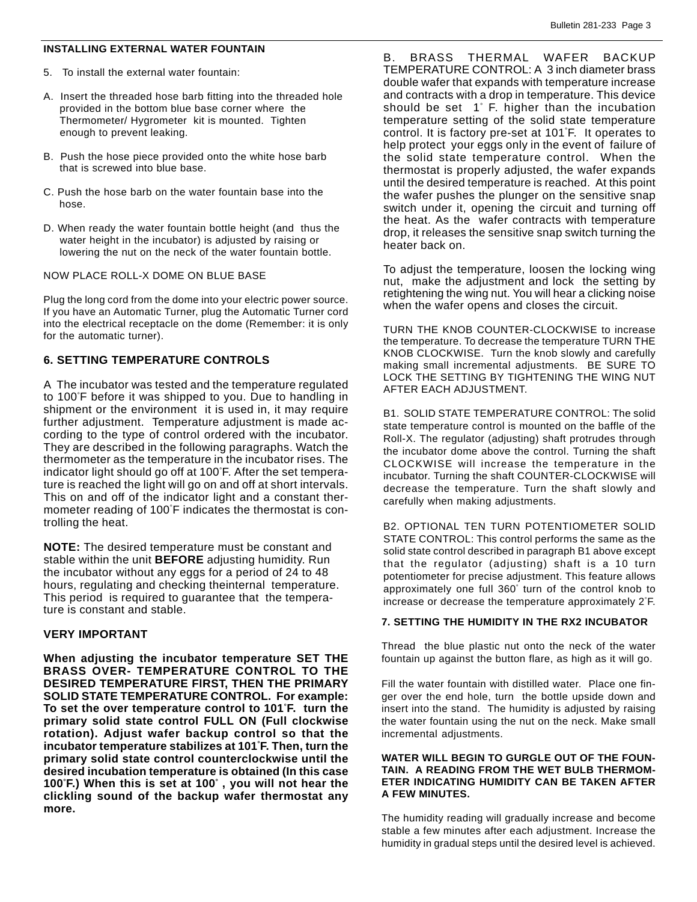### INSTALLING EXTERNAL WATER FOUNTAIN

5. To install the external water fountain:

A. Insert the threaded hose barb fitting into the threaded hole provided in the bottom blue base corner where the Thermometer/ Hygrometer kit is mounted. Tighten enough to prevent leaking.

B. Push the hose piece provided onto the white hose barb that is screwed into blue base.

C. Push the hose barb on the water fountain base into the hose.

D. When ready the water fountain bottle height (and thus the water height in the incubator) is adjusted by raising or lowering the nut on the neck of the water fountain bottle.

NOW PLACE ROLL-X DOME ON BLUE BASE

Plug the long cord from the dome into your electric power source. If you have an Automatic Turner, plug the Automatic Turner cord into the electrical receptacle on the dome (Remember: it is only for the automatic turner).

### 6. SETTING TEMPERATURE CONTROLS

A The incubator was tested and the temperature regulated to 100˚F before it was shipped to you. Due to handling in shipment or the environment it is used in, it may require further adjustment. Temperature adjustment is made according to the type of control ordered with the incubator. They are described in the following paragraphs. Watch the thermometer as the temperature in the incubator rises. The indicator light should go off at 100˚F. After the set temperature is reached the light will go on and off at short intervals. This on and off of the indicator light and a constant thermometer reading of 100˚F indicates the thermostat is controlling the heat.

**NOTE:** The desired temperature must be constant and stable within the unit **BEFORE** adjusting humidity. Run the incubator without any eggs for a period of 24 to 48 hours, regulating and checking theinternal temperature. This period is required to guarantee that the temperature is constant and stable.

### VERY IMPORTANT

**When adjusting the incubator temperature SET THE BRASS OVER- TEMPERATURE CONTROL TO THE DESIRED TEMPERATURE FIRST, THEN THE PRIMARY SOLID STATE TEMPERATURE CONTROL. For example: To set the over temperature control to 101˚F. turn the primary solid state control FULL ON (Full clockwise rotation). Adjust wafer backup control so that the incubator temperature stabilizes at 101˚F. Then, turn the primary solid state control counterclockwise until the desired incubation temperature is obtained (In this case 100˚F.) When this is set at 100˚ , you will not hear the clickling sound of the backup wafer thermostat any more.**

B. BRASS THERMAL WAFER BACKUP TEMPERATURE CONTROL: A 3 inch diameter brass double wafer that expands with temperature increase and contracts with a drop in temperature. This device should be set 1˚ F. higher than the incubation temperature setting of the solid state temperature control. It is factory pre-set at 101˚F. It operates to help protect your eggs only in the event of failure of the solid state temperature control. When the thermostat is properly adjusted, the wafer expands until the desired temperature is reached. At this point the wafer pushes the plunger on the sensitive snap switch under it, opening the circuit and turning off the heat. As the wafer contracts with temperature drop, it releases the sensitive snap switch turning the heater back on.

To adjust the temperature, loosen the locking wing nut, make the adjustment and lock the setting by retightening the wing nut. You will hear a clicking noise when the wafer opens and closes the circuit.

TURN THE KNOB COUNTER-CLOCKWISE to increase the temperature. To decrease the temperature TURN THE KNOB CLOCKWISE. Turn the knob slowly and carefully making small incremental adjustments. BE SURE TO LOCK THE SETTING BY TIGHTENING THE WING NUT AFTER EACH ADJUSTMENT.

B1. SOLID STATE TEMPERATURE CONTROL: The solid state temperature control is mounted on the baffle of the Roll-X. The regulator (adjusting) shaft protrudes through the incubator dome above the control. Turning the shaft CLOCKWISE will increase the temperature in the incubator. Turning the shaft COUNTER-CLOCKWISE will decrease the temperature. Turn the shaft slowly and carefully when making adjustments.

B2. OPTIONAL TEN TURN POTENTIOMETER SOLID STATE CONTROL: This control performs the same as the solid state control described in paragraph B1 above except that the regulator (adjusting) shaft is a 10 turn potentiometer for precise adjustment. This feature allows approximately one full 360˚ turn of the control knob to increase or decrease the temperature approximately 2˚F.

### 7. SETTING THE HUMIDITY IN THE RX2 INCUBATOR

Thread the blue plastic nut onto the neck of the water fountain up against the button flare, as high as it will go.

Fill the water fountain with distilled water. Place one finger over the end hole, turn the bottle upside down and insert into the stand. The humidity is adjusted by raising the water fountain using the nut on the neck. Make small incremental adjustments.

**WATER WILL BEGIN TO GURGLE OUT OF THE FOUNTAIN. A READING FROM THE WET BULB THERMOMETER INDICATING HUMIDITY CAN BE TAKEN AFTER A FEW MINUTES.**

The humidity reading will gradually increase and become stable a few minutes after each adjustment. Increase the humidity in gradual steps until the desired level is achieved.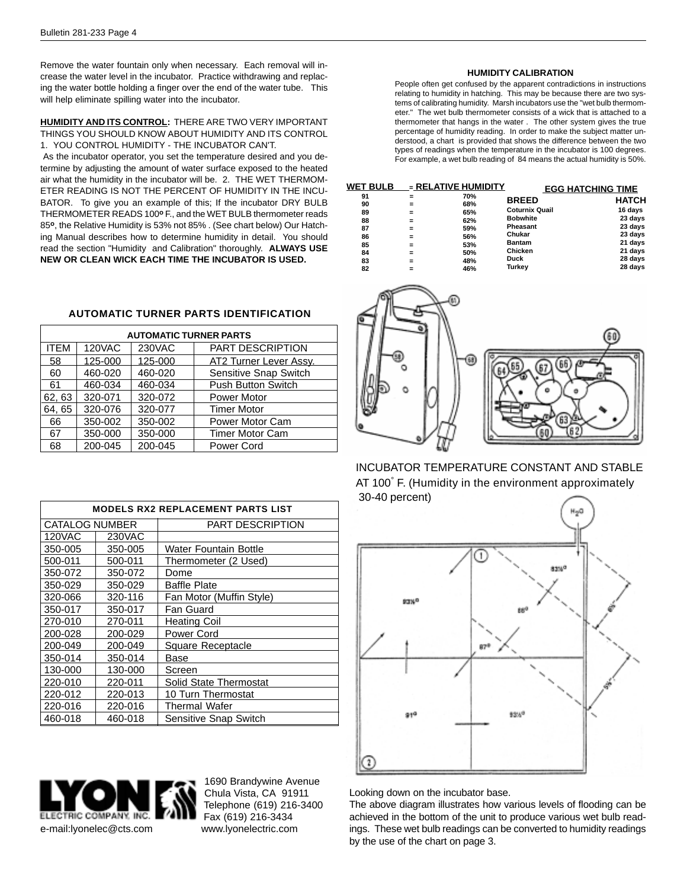Remove the water fountain only when necessary. Each removal will increase the water level in the incubator. Practice withdrawing and replacing the water bottle holding a finger over the end of the water tube. This will help eliminate spilling water into the incubator.

**HUMIDITY AND ITS CONTROL:** THERE ARE TWO VERY IMPORTANT THINGS YOU SHOULD KNOW ABOUT HUMIDITY AND ITS CONTROL 1. YOU CONTROL HUMIDITY - THE INCUBATOR CAN'T.

As the incubator operator, you set the temperature desired and you determine by adjusting the amount of water surface exposed to the heated air what the humidity in the incubator will be. 2. THE WET THERMOMETER READING IS NOT THE PERCENT OF HUMIDITY IN THE INCUBATOR. To give you an example of this; If the incubator DRY BULB THERMOMETER READS 100º F., and the WET BULB thermometer reads 85º, the Relative Humidity is 53% not 85% . (See chart below) Our Hatching Manual describes how to determine humidity in detail. You should read the section "Humidity and Calibration" thoroughly. **ALWAYS USE NEW OR CLEAN WICK EACH TIME THE INCUBATOR IS USED.**

### HUMIDITY CALIBRATION

People often get confused by the apparent contradictions in instructions relating to humidity in hatching. This may be because there are two systems of calibrating humidity. Marsh incubators use the "wet bulb thermometer." The wet bulb thermometer consists of a wick that is attached to a thermometer that hangs in the water . The other system gives the true percentage of humidity reading. In order to make the subject matter understood, a chart is provided that shows the difference between the two types of readings when the temperature in the incubator is 100 degrees. For example, a wet bulb reading of 84 means the actual humidity is 50%.

| WET BULB | = | RELATIVE HUMIDITY |
|---|---|---|
| 91 | = | 70% |
| 90 | = | 68% |
| 89 | = | 65% |
| 88 | = | 62% |
| 87 | = | 59% |
| 86 | = | 56% |
| 85 | = | 53% |
| 84 | = | 50% |
| 83 | = | 48% |
| 82 | = | 46% |

**EGG HATCHING TIME**

| BREED | HATCH |
|---|---|
| Coturnix Quail | 16 days |
| Bobwhite | 23 days |
| Pheasant | 23 days |
| Chukar | 23 days |
| Bantam | 21 days |
| Chicken | 21 days |
| Duck | 28 days |
| Turkey | 28 days |

### AUTOMATIC TURNER PARTS IDENTIFICATION

| AUTOMATIC TURNER PARTS | | | |
|---|---|---|---|
| ITEM | 120VAC | 230VAC | PART DESCRIPTION |
| 58 | 125-000 | 125-000 | AT2 Turner Lever Assy. |
| 60 | 460-020 | 460-020 | Sensitive Snap Switch |
| 61 | 460-034 | 460-034 | Push Button Switch |
| 62, 63 | 320-071 | 320-072 | Power Motor |
| 64, 65 | 320-076 | 320-077 | Timer Motor |
| 66 | 350-002 | 350-002 | Power Motor Cam |
| 67 | 350-000 | 350-000 | Timer Motor Cam |
| 68 | 200-045 | 200-045 | Power Cord |

INCUBATOR TEMPERATURE CONSTANT AND STABLE AT 100° F. (Humidity in the environment approximately 30-40 percent)

| MODELS RX2 REPLACEMENT PARTS LIST | | |
|---|---|---|
| CATALOG NUMBER | | PART DESCRIPTION |
| 120VAC | 230VAC | |
| 350-005 | 350-005 | Water Fountain Bottle |
| 500-011 | 500-011 | Thermometer (2 Used) |
| 350-072 | 350-072 | Dome |
| 350-029 | 350-029 | Baffle Plate |
| 320-066 | 320-116 | Fan Motor (Muffin Style) |
| 350-017 | 350-017 | Fan Guard |
| 270-010 | 270-011 | Heating Coil |
| 200-028 | 200-029 | Power Cord |
| 200-049 | 200-049 | Square Receptacle |
| 350-014 | 350-014 | Base |
| 130-000 | 130-000 | Screen |
| 220-010 | 220-011 | Solid State Thermostat |
| 220-012 | 220-013 | 10 Turn Thermostat |
| 220-016 | 220-016 | Thermal Wafer |
| 460-018 | 460-018 | Sensitive Snap Switch |

Looking down on the incubator base.

The above diagram illustrates how various levels of flooding can be achieved in the bottom of the unit to produce various wet bulb readings. These wet bulb readings can be converted to humidity readings by the use of the chart on page 3.

LYON ELECTRIC COMPANY, INC.

1690 Brandywine Avenue
Chula Vista, CA 91911
Telephone (619) 216-3400
Fax (619) 216-3434

e-mail:lyonelec@cts.com www.lyonelectric.com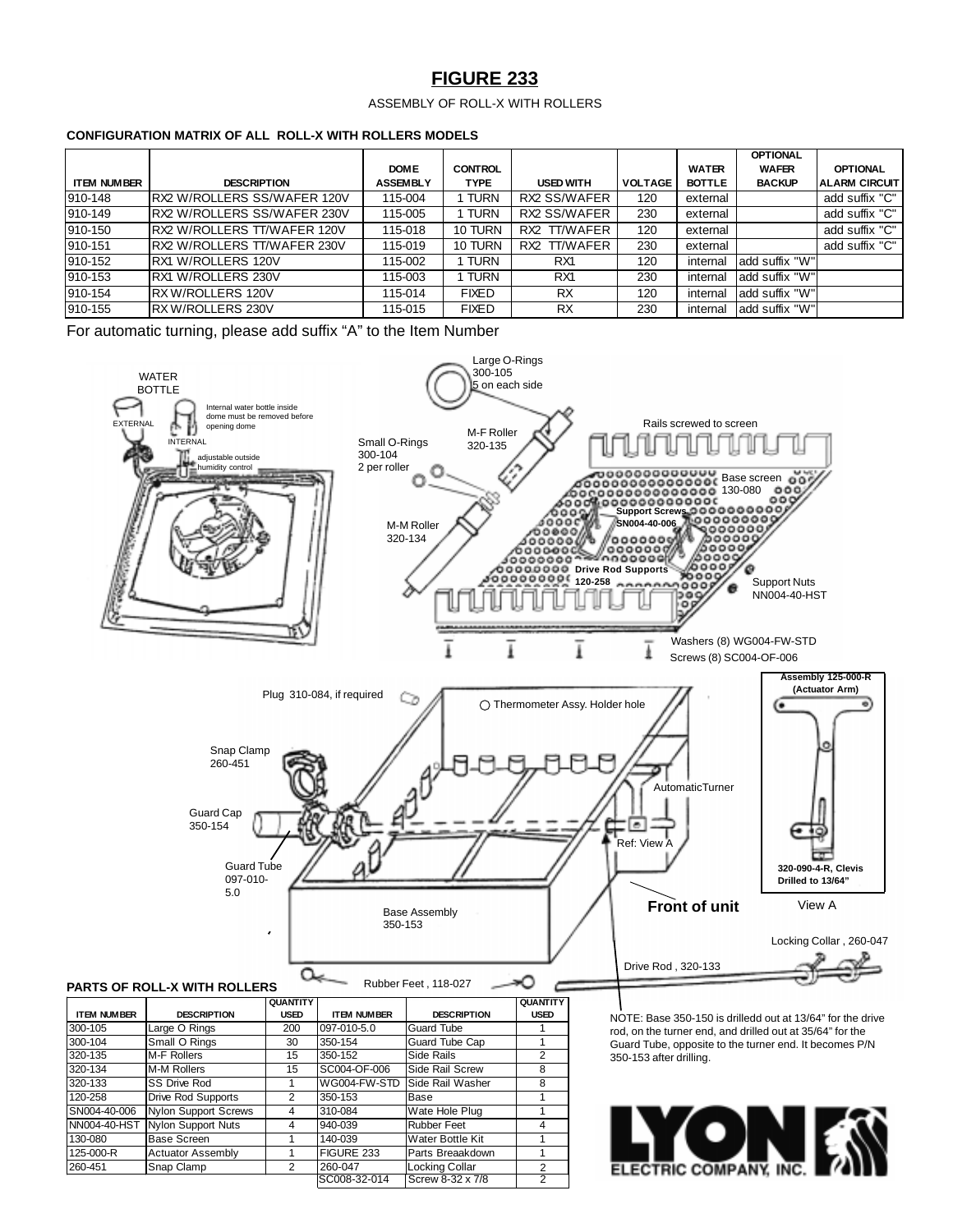# FIGURE 233

ASSEMBLY OF ROLL-X WITH ROLLERS

**CONFIGURATION MATRIX OF ALL ROLL-X WITH ROLLERS MODELS**

| ITEM NUMBER | DESCRIPTION | DOME ASSEMBLY | CONTROL TYPE | USED WITH | VOLTAGE | WATER BOTTLE | OPTIONAL WAFER BACKUP | OPTIONAL ALARM CIRCUIT |
|---|---|---|---|---|---|---|---|---|
| 910-148 | RX2 W/ROLLERS SS/WAFER 120V | 115-004 | 1 TURN | RX2 SS/WAFER | 120 | external | | add suffix "C" |
| 910-149 | RX2 W/ROLLERS SS/WAFER 230V | 115-005 | 1 TURN | RX2 SS/WAFER | 230 | external | | add suffix "C" |
| 910-150 | RX2 W/ROLLERS TT/WAFER 120V | 115-018 | 10 TURN | RX2 TT/WAFER | 120 | external | | add suffix "C" |
| 910-151 | RX2 W/ROLLERS TT/WAFER 230V | 115-019 | 10 TURN | RX2 TT/WAFER | 230 | external | | add suffix "C" |
| 910-152 | RX1 W/ROLLERS 120V | 115-002 | 1 TURN | RX1 | 120 | internal | add suffix "W" | |
| 910-153 | RX1 W/ROLLERS 230V | 115-003 | 1 TURN | RX1 | 230 | internal | add suffix "W" | |
| 910-154 | RX W/ROLLERS 120V | 115-014 | FIXED | RX | 120 | internal | add suffix "W" | |
| 910-155 | RX W/ROLLERS 230V | 115-015 | FIXED | RX | 230 | internal | add suffix "W" | |

For automatic turning, please add suffix "A" to the Item Number

WATER BOTTLE
EXTERNAL
INTERNAL
Internal water bottle inside dome must be removed before opening dome
adjustable outside humidity control
Large O-Rings 300-105 5 on each side
M-F Roller 320-135
Small O-Rings 300-104 2 per roller
M-M Roller 320-134
Rails screwed to screen
Base screen 130-080
Support Screws SN004-40-006
Drive Rod Supports 120-258
Support Nuts NN004-40-HST
Washers (8) WG004-FW-STD
Screws (8) SC004-OF-006
Plug 310-084, if required
Thermometer Assy. Holder hole
Snap Clamp 260-451
Guard Cap 350-154
Guard Tube 097-010-5.0
AutomaticTurner
Ref: View A
Base Assembly 350-153
Front of unit
Assembly 125-000-R (Actuator Arm)
320-090-4-R, Clevis Drilled to 13/64"
View A
Locking Collar , 260-047
Drive Rod , 320-133
Rubber Feet , 118-027

**PARTS OF ROLL-X WITH ROLLERS**

| ITEM NUMBER | DESCRIPTION | QUANTITY USED | ITEM NUMBER | DESCRIPTION | QUANTITY USED |
|---|---|---|---|---|---|
| 300-105 | Large O Rings | 200 | 097-010-5.0 | Guard Tube | 1 |
| 300-104 | Small O Rings | 30 | 350-154 | Guard Tube Cap | 1 |
| 320-135 | M-F Rollers | 15 | 350-152 | Side Rails | 2 |
| 320-134 | M-M Rollers | 15 | SC004-OF-006 | Side Rail Screw | 8 |
| 320-133 | SS Drive Rod | 1 | WG004-FW-STD | Side Rail Washer | 8 |
| 120-258 | Drive Rod Supports | 2 | 350-153 | Base | 1 |
| SN004-40-006 | Nylon Support Screws | 4 | 310-084 | Wate Hole Plug | 1 |
| NN004-40-HST | Nylon Support Nuts | 4 | 940-039 | Rubber Feet | 4 |
| 130-080 | Base Screen | 1 | 140-039 | Water Bottle Kit | 1 |
| 125-000-R | Actuator Assembly | 1 | FIGURE 233 | Parts Breaakdown | 1 |
| 260-451 | Snap Clamp | 2 | 260-047 | Locking Collar | 2 |
| | | | SC008-32-014 | Screw 8-32 x 7/8 | 2 |

NOTE: Base 350-150 is drilledd out at 13/64" for the drive rod, on the turner end, and drilled out at 35/64" for the Guard Tube, opposite to the turner end. It becomes P/N 350-153 after drilling.

LYON ELECTRIC COMPANY, INC.